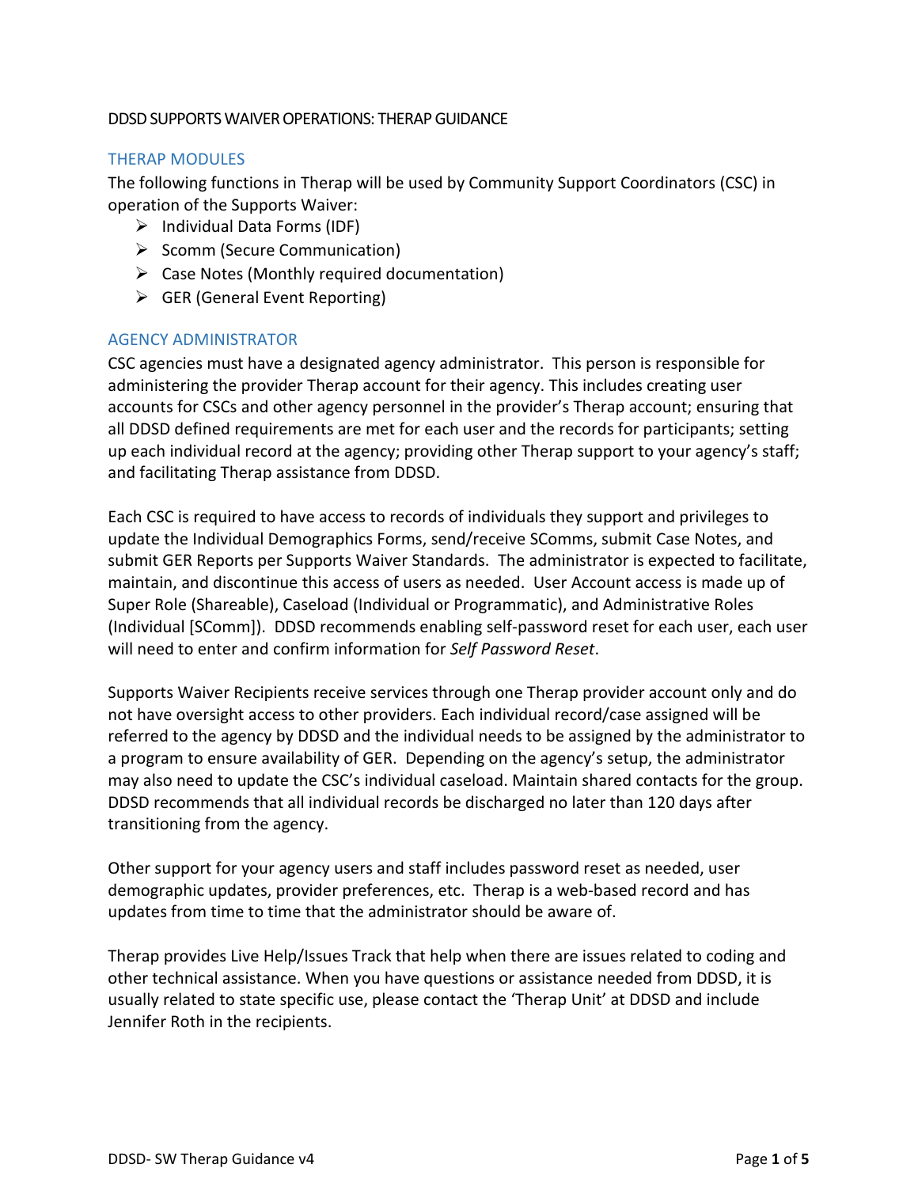# DDSD SUPPORTS WAIVER OPERATIONS: THERAP GUIDANCE

## THERAP MODULES

The following functions in Therap will be used by Community Support Coordinators (CSC) in operation of the Supports Waiver:

- Individual Data Forms (IDF)
- Scomm (Secure Communication)
- Case Notes (Monthly required documentation)
- GER (General Event Reporting)

## AGENCY ADMINISTRATOR

CSC agencies must have a designated agency administrator. This person is responsible for administering the provider Therap account for their agency. This includes creating user accounts for CSCs and other agency personnel in the provider's Therap account; ensuring that all DDSD defined requirements are met for each user and the records for participants; setting up each individual record at the agency; providing other Therap support to your agency's staff; and facilitating Therap assistance from DDSD.

Each CSC is required to have access to records of individuals they support and privileges to update the Individual Demographics Forms, send/receive SComms, submit Case Notes, and submit GER Reports per Supports Waiver Standards. The administrator is expected to facilitate, maintain, and discontinue this access of users as needed. User Account access is made up of Super Role (Shareable), Caseload (Individual or Programmatic), and Administrative Roles (Individual [SComm]). DDSD recommends enabling self-password reset for each user, each user will need to enter and confirm information for *Self Password Reset*.

Supports Waiver Recipients receive services through one Therap provider account only and do not have oversight access to other providers. Each individual record/case assigned will be referred to the agency by DDSD and the individual needs to be assigned by the administrator to a program to ensure availability of GER. Depending on the agency's setup, the administrator may also need to update the CSC's individual caseload. Maintain shared contacts for the group. DDSD recommends that all individual records be discharged no later than 120 days after transitioning from the agency.

Other support for your agency users and staff includes password reset as needed, user demographic updates, provider preferences, etc. Therap is a web-based record and has updates from time to time that the administrator should be aware of.

Therap provides Live Help/Issues Track that help when there are issues related to coding and other technical assistance. When you have questions or assistance needed from DDSD, it is usually related to state specific use, please contact the 'Therap Unit' at DDSD and include Jennifer Roth in the recipients.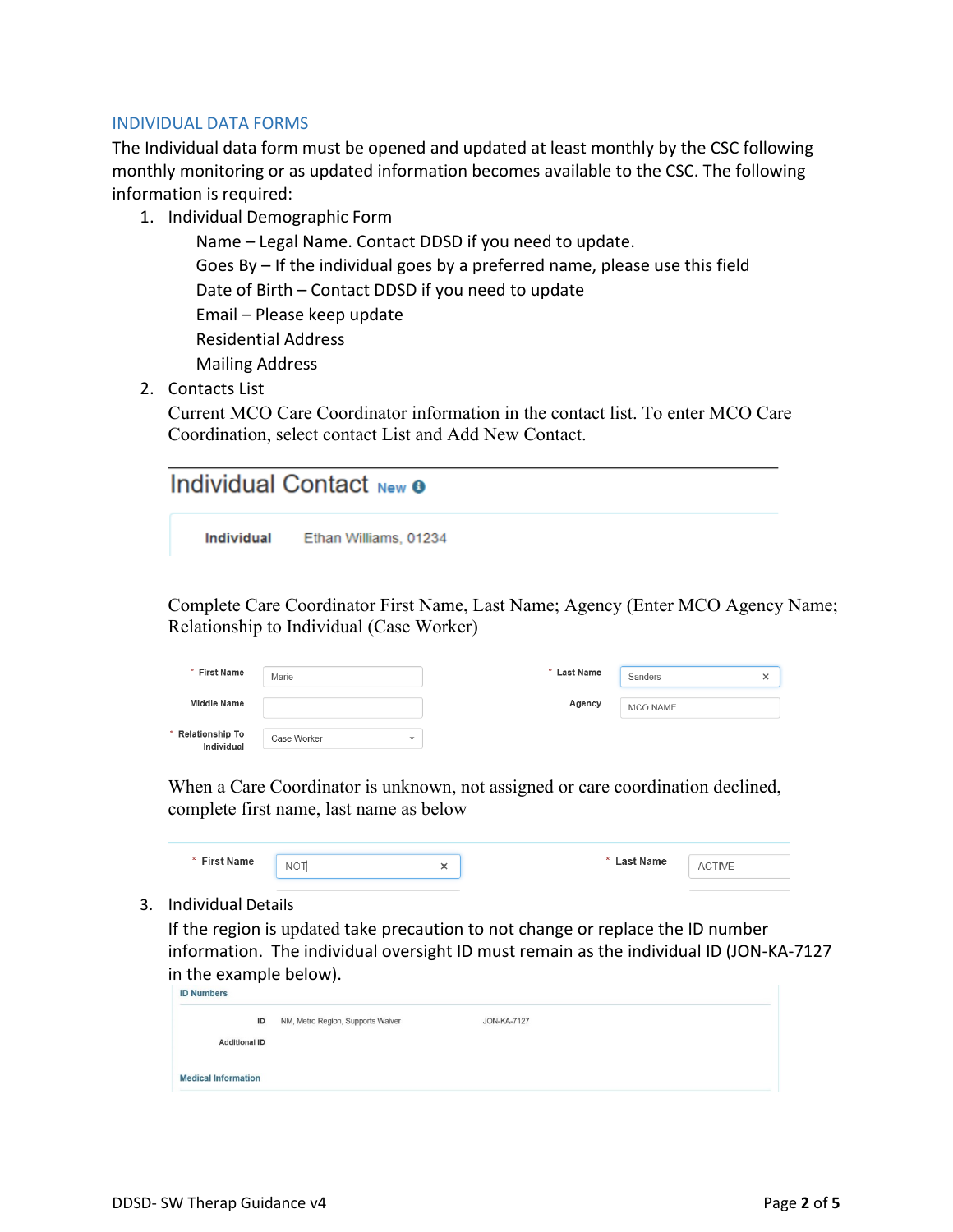## INDIVIDUAL DATA FORMS

The Individual data form must be opened and updated at least monthly by the CSC following monthly monitoring or as updated information becomes available to the CSC. The following information is required:

1. Individual Demographic Form
   - Name – Legal Name. Contact DDSD if you need to update.
   - Goes By – If the individual goes by a preferred name, please use this field
   - Date of Birth – Contact DDSD if you need to update
   - Email – Please keep update
   - Residential Address
   - Mailing Address
2. Contacts List

   Current MCO Care Coordinator information in the contact list. To enter MCO Care Coordination, select contact List and Add New Contact.

   **Individual Contact** New

   | Individual | Ethan Williams, 01234 |
   |---|---|

   Complete Care Coordinator First Name, Last Name; Agency (Enter MCO Agency Name; Relationship to Individual (Case Worker)

   | Field | Value | Field | Value |
   |---|---|---|---|
   | * First Name | Marie | * Last Name | Sanders |
   | Middle Name | | Agency | MCO NAME |
   | * Relationship To Individual | Case Worker | | |

   When a Care Coordinator is unknown, not assigned or care coordination declined, complete first name, last name as below

   | Field | Value | Field | Value |
   |---|---|---|---|
   | * First Name | NOT | * Last Name | ACTIVE |

3. Individual Details

   If the region is updated take precaution to not change or replace the ID number information. The individual oversight ID must remain as the individual ID (JON-KA-7127 in the example below).

   **ID Numbers**

   | | | |
   |---|---|---|
   | ID | NM, Metro Region, Supports Waiver | JON-KA-7127 |
   | Additional ID | | |

   **Medical Information**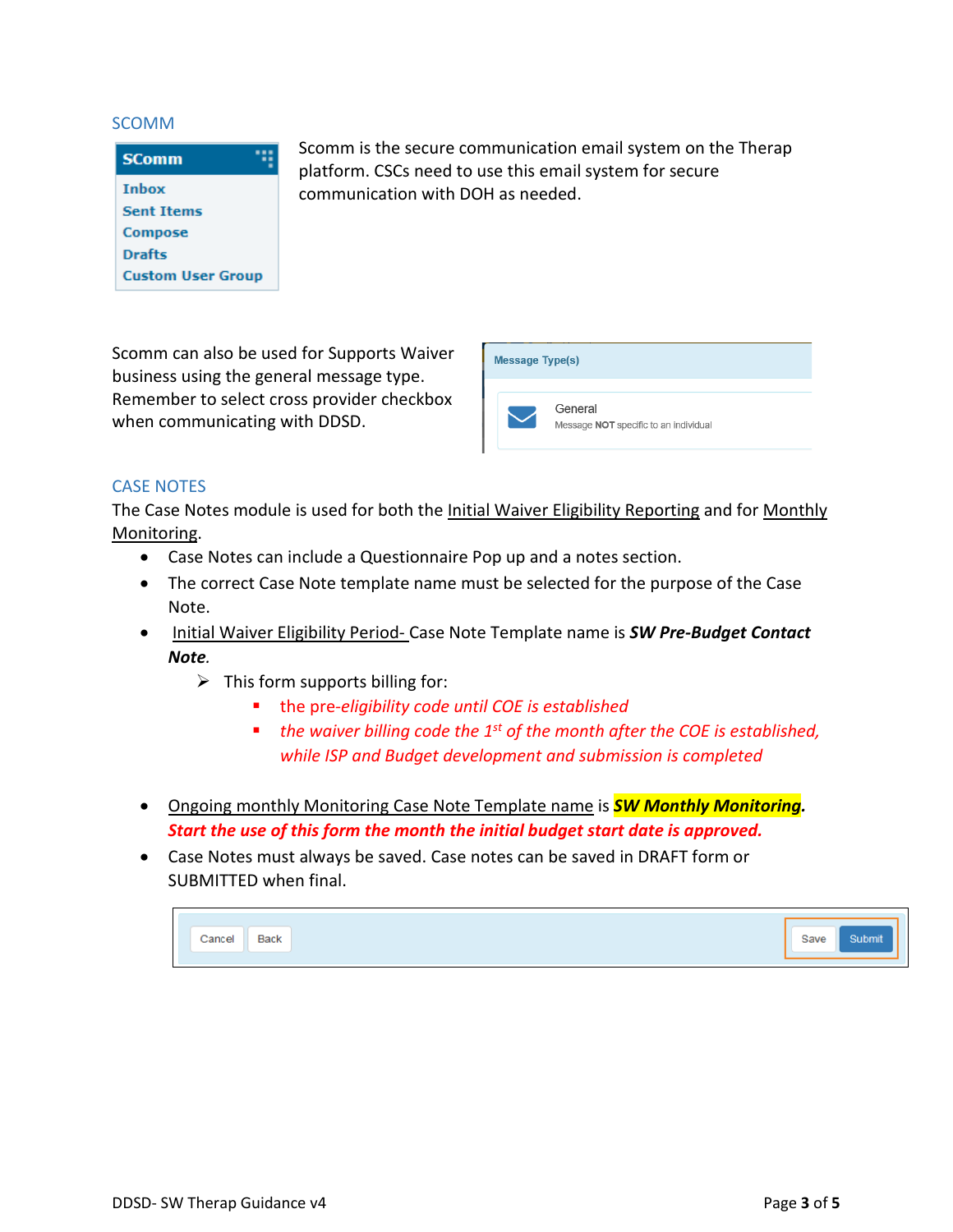## SCOMM

Scomm is the secure communication email system on the Therap platform. CSCs need to use this email system for secure communication with DOH as needed.

Scomm can also be used for Supports Waiver business using the general message type. Remember to select cross provider checkbox when communicating with DDSD.

## CASE NOTES

The Case Notes module is used for both the Initial Waiver Eligibility Reporting and for Monthly Monitoring.

- Case Notes can include a Questionnaire Pop up and a notes section.
- The correct Case Note template name must be selected for the purpose of the Case Note.
- Initial Waiver Eligibility Period- Case Note Template name is ***SW Pre-Budget Contact Note***.
    - This form supports billing for:
        - *the pre-eligibility code until COE is established*
        - *the waiver billing code the 1st of the month after the COE is established, while ISP and Budget development and submission is completed*
- Ongoing monthly Monitoring Case Note Template name is ***SW Monthly Monitoring***. ***Start the use of this form the month the initial budget start date is approved.***
- Case Notes must always be saved. Case notes can be saved in DRAFT form or SUBMITTED when final.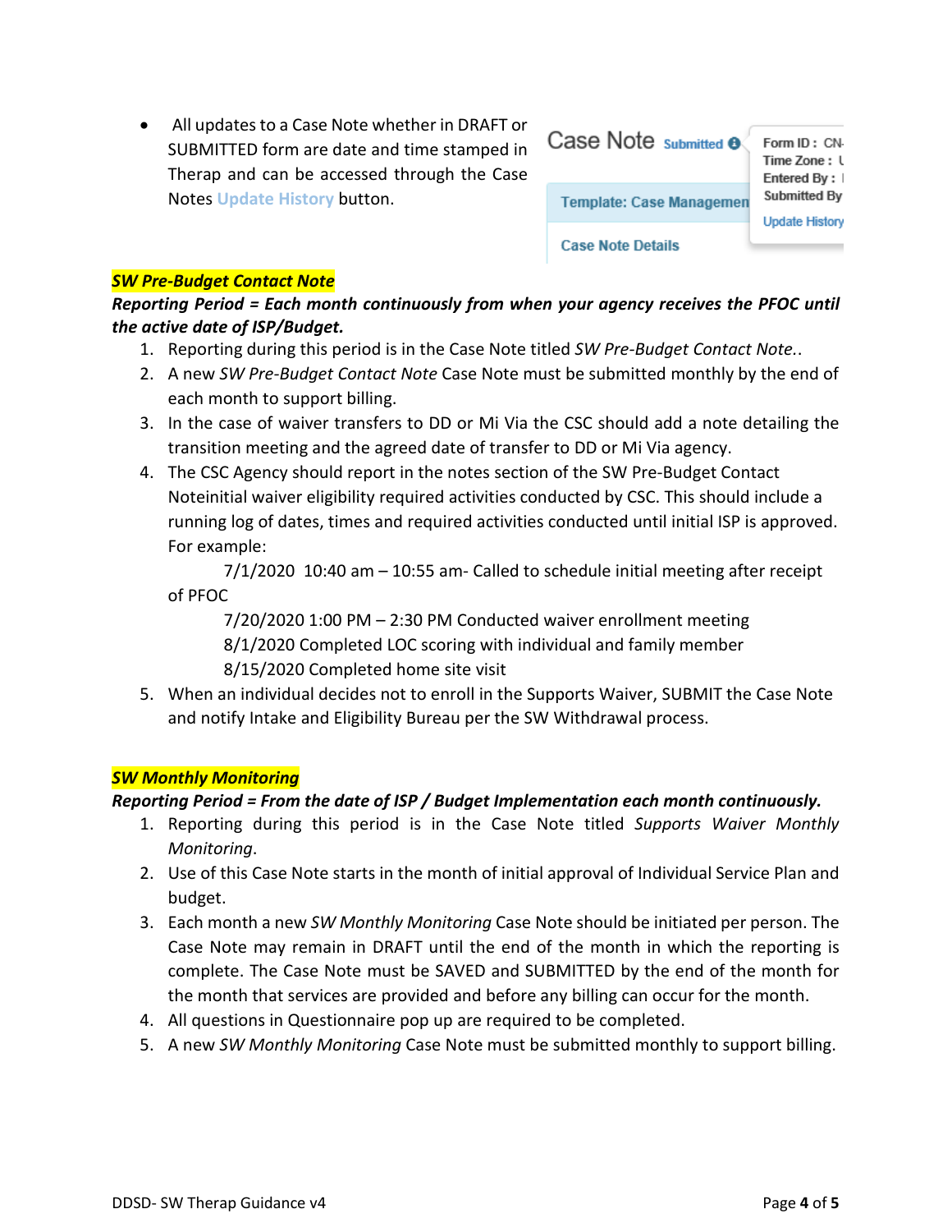- All updates to a Case Note whether in DRAFT or SUBMITTED form are date and time stamped in Therap and can be accessed through the Case Notes Update History button.

***SW Pre-Budget Contact Note***

***Reporting Period = Each month continuously from when your agency receives the PFOC until the active date of ISP/Budget.***

1. Reporting during this period is in the Case Note titled *SW Pre-Budget Contact Note.*.
2. A new *SW Pre-Budget Contact Note* Case Note must be submitted monthly by the end of each month to support billing.
3. In the case of waiver transfers to DD or Mi Via the CSC should add a note detailing the transition meeting and the agreed date of transfer to DD or Mi Via agency.
4. The CSC Agency should report in the notes section of the SW Pre-Budget Contact Noteinitial waiver eligibility required activities conducted by CSC. This should include a running log of dates, times and required activities conducted until initial ISP is approved. For example:

   7/1/2020 10:40 am – 10:55 am- Called to schedule initial meeting after receipt of PFOC

   7/20/2020 1:00 PM – 2:30 PM Conducted waiver enrollment meeting

   8/1/2020 Completed LOC scoring with individual and family member

   8/15/2020 Completed home site visit
5. When an individual decides not to enroll in the Supports Waiver, SUBMIT the Case Note and notify Intake and Eligibility Bureau per the SW Withdrawal process.

***SW Monthly Monitoring***

***Reporting Period = From the date of ISP / Budget Implementation each month continuously.***

1. Reporting during this period is in the Case Note titled *Supports Waiver Monthly Monitoring*.
2. Use of this Case Note starts in the month of initial approval of Individual Service Plan and budget.
3. Each month a new *SW Monthly Monitoring* Case Note should be initiated per person. The Case Note may remain in DRAFT until the end of the month in which the reporting is complete. The Case Note must be SAVED and SUBMITTED by the end of the month for the month that services are provided and before any billing can occur for the month.
4. All questions in Questionnaire pop up are required to be completed.
5. A new *SW Monthly Monitoring* Case Note must be submitted monthly to support billing.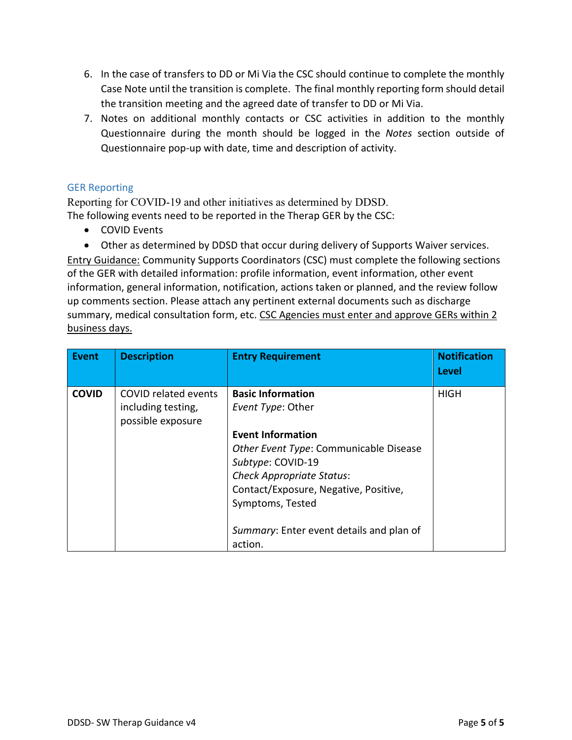6. In the case of transfers to DD or Mi Via the CSC should continue to complete the monthly Case Note until the transition is complete. The final monthly reporting form should detail the transition meeting and the agreed date of transfer to DD or Mi Via.
7. Notes on additional monthly contacts or CSC activities in addition to the monthly Questionnaire during the month should be logged in the *Notes* section outside of Questionnaire pop-up with date, time and description of activity.

## GER Reporting

Reporting for COVID-19 and other initiatives as determined by DDSD.
The following events need to be reported in the Therap GER by the CSC:

- COVID Events
- Other as determined by DDSD that occur during delivery of Supports Waiver services.

Entry Guidance: Community Supports Coordinators (CSC) must complete the following sections of the GER with detailed information: profile information, event information, other event information, general information, notification, actions taken or planned, and the review follow up comments section. Please attach any pertinent external documents such as discharge summary, medical consultation form, etc. CSC Agencies must enter and approve GERs within 2 business days.

| Event | Description | Entry Requirement | Notification Level |
|---|---|---|---|
| **COVID** | COVID related events including testing, possible exposure | **Basic Information**<br>*Event Type*: Other<br><br>**Event Information**<br>*Other Event Type*: Communicable Disease<br>*Subtype*: COVID-19<br>*Check Appropriate Status*: Contact/Exposure, Negative, Positive, Symptoms, Tested<br><br>*Summary*: Enter event details and plan of action. | HIGH |